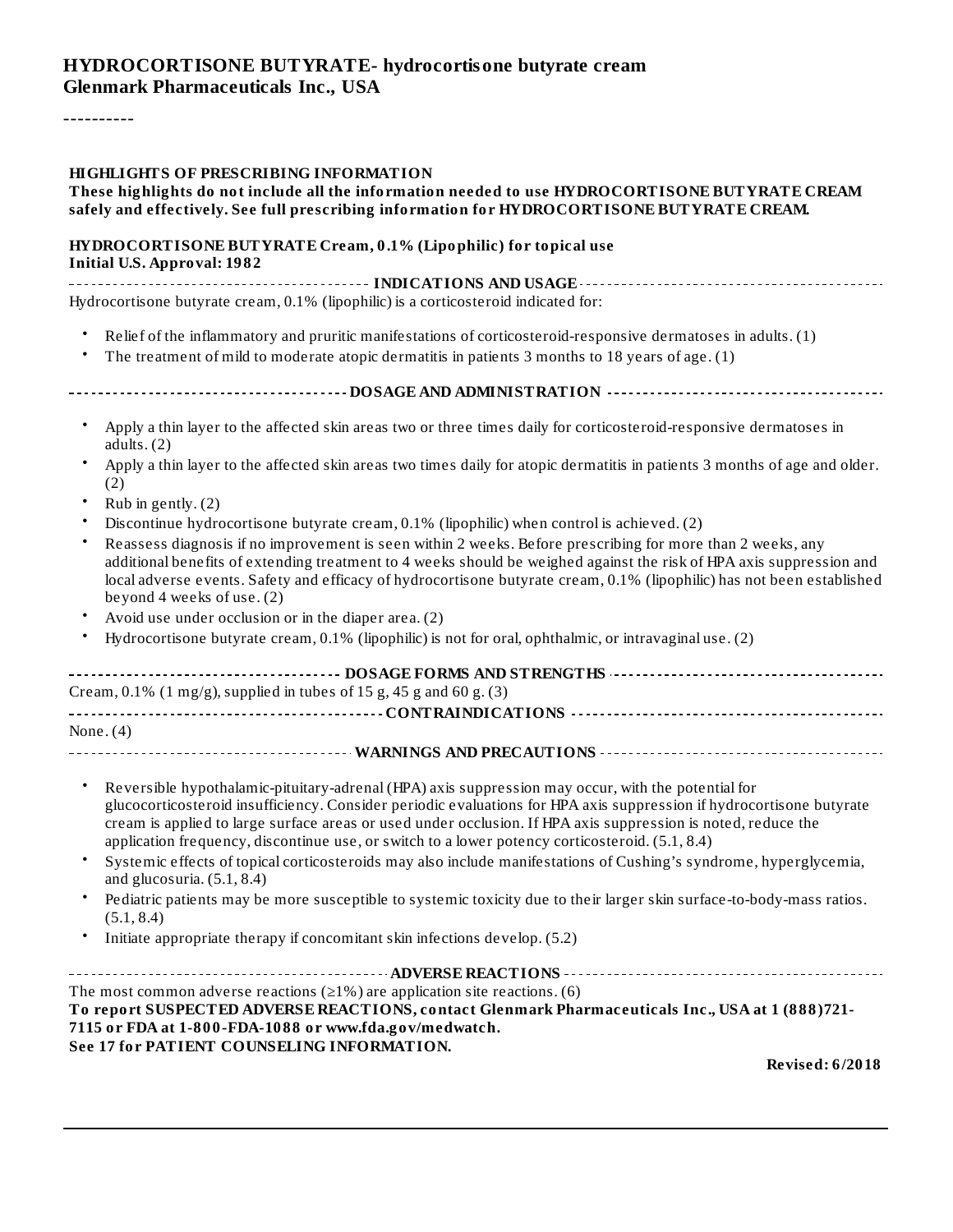# HYDROCORTISONE BUTYRATE- hydrocortisone butyrate cream
**Glenmark Pharmaceuticals Inc., USA**

----------

**HIGHLIGHTS OF PRESCRIBING INFORMATION**
**These highlights do not include all the information needed to use HYDROCORTISONE BUTYRATE CREAM safely and effectively. See full prescribing information for HYDROCORTISONE BUTYRATE CREAM.**

**HYDROCORTISONE BUTYRATE Cream, 0.1% (Lipophilic) for topical use**
**Initial U.S. Approval: 1982**

## INDICATIONS AND USAGE

Hydrocortisone butyrate cream, 0.1% (lipophilic) is a corticosteroid indicated for:

- Relief of the inflammatory and pruritic manifestations of corticosteroid-responsive dermatoses in adults. (1)
- The treatment of mild to moderate atopic dermatitis in patients 3 months to 18 years of age. (1)

## DOSAGE AND ADMINISTRATION

- Apply a thin layer to the affected skin areas two or three times daily for corticosteroid-responsive dermatoses in adults. (2)
- Apply a thin layer to the affected skin areas two times daily for atopic dermatitis in patients 3 months of age and older. (2)
- Rub in gently. (2)
- Discontinue hydrocortisone butyrate cream, 0.1% (lipophilic) when control is achieved. (2)
- Reassess diagnosis if no improvement is seen within 2 weeks. Before prescribing for more than 2 weeks, any additional benefits of extending treatment to 4 weeks should be weighed against the risk of HPA axis suppression and local adverse events. Safety and efficacy of hydrocortisone butyrate cream, 0.1% (lipophilic) has not been established beyond 4 weeks of use. (2)
- Avoid use under occlusion or in the diaper area. (2)
- Hydrocortisone butyrate cream, 0.1% (lipophilic) is not for oral, ophthalmic, or intravaginal use. (2)

## DOSAGE FORMS AND STRENGTHS

Cream, 0.1% (1 mg/g), supplied in tubes of 15 g, 45 g and 60 g. (3)

## CONTRAINDICATIONS

None. (4)

## WARNINGS AND PRECAUTIONS

- Reversible hypothalamic-pituitary-adrenal (HPA) axis suppression may occur, with the potential for glucocorticosteroid insufficiency. Consider periodic evaluations for HPA axis suppression if hydrocortisone butyrate cream is applied to large surface areas or used under occlusion. If HPA axis suppression is noted, reduce the application frequency, discontinue use, or switch to a lower potency corticosteroid. (5.1, 8.4)
- Systemic effects of topical corticosteroids may also include manifestations of Cushing's syndrome, hyperglycemia, and glucosuria. (5.1, 8.4)
- Pediatric patients may be more susceptible to systemic toxicity due to their larger skin surface-to-body-mass ratios. (5.1, 8.4)
- Initiate appropriate therapy if concomitant skin infections develop. (5.2)

## ADVERSE REACTIONS

The most common adverse reactions (≥1%) are application site reactions. (6)

**To report SUSPECTED ADVERSE REACTIONS, contact Glenmark Pharmaceuticals Inc., USA at 1 (888)721-7115 or FDA at 1-800-FDA-1088 or www.fda.gov/medwatch.**

**See 17 for PATIENT COUNSELING INFORMATION.**

**Revised: 6/2018**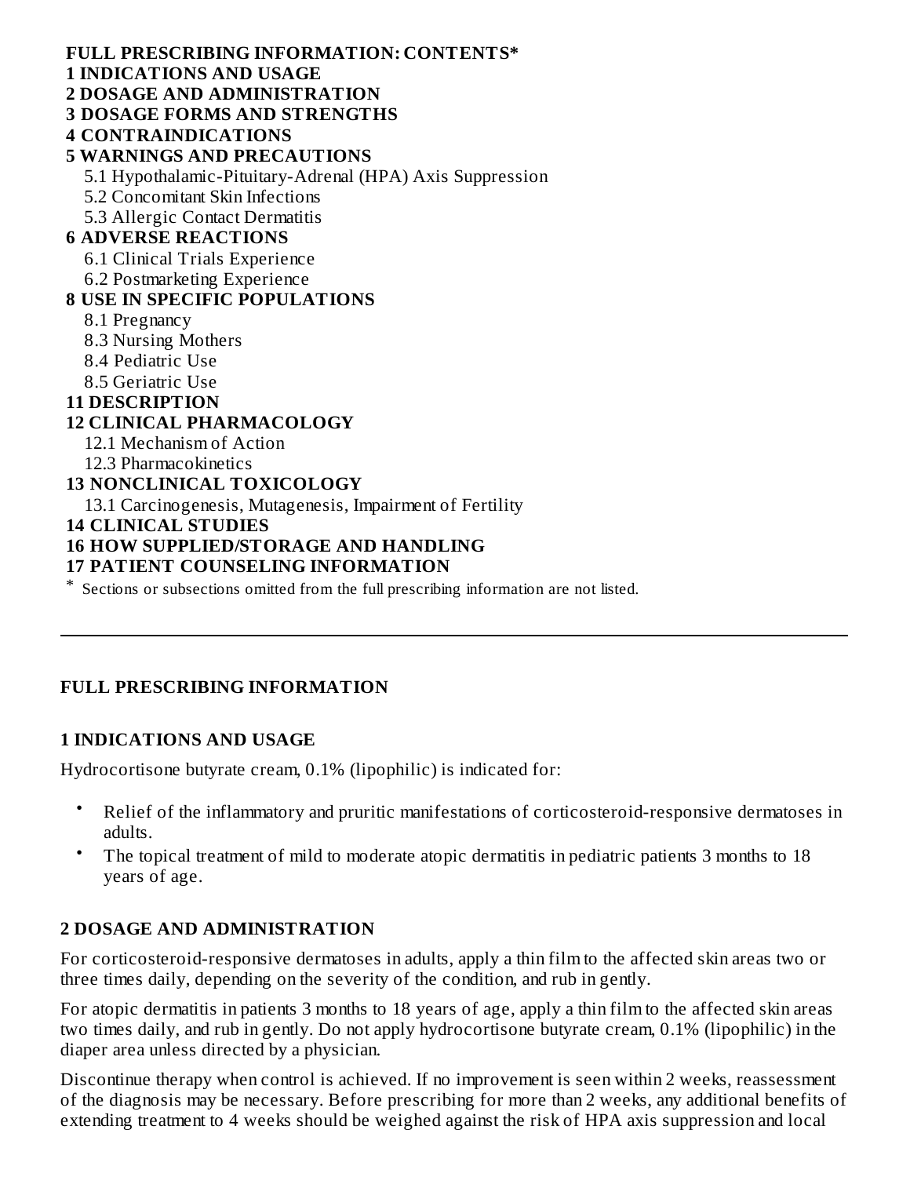**FULL PRESCRIBING INFORMATION: CONTENTS***

**1 INDICATIONS AND USAGE**

**2 DOSAGE AND ADMINISTRATION**

**3 DOSAGE FORMS AND STRENGTHS**

**4 CONTRAINDICATIONS**

**5 WARNINGS AND PRECAUTIONS**

5.1 Hypothalamic-Pituitary-Adrenal (HPA) Axis Suppression

5.2 Concomitant Skin Infections

5.3 Allergic Contact Dermatitis

**6 ADVERSE REACTIONS**

6.1 Clinical Trials Experience

6.2 Postmarketing Experience

**8 USE IN SPECIFIC POPULATIONS**

8.1 Pregnancy

8.3 Nursing Mothers

8.4 Pediatric Use

8.5 Geriatric Use

**11 DESCRIPTION**

**12 CLINICAL PHARMACOLOGY**

12.1 Mechanism of Action

12.3 Pharmacokinetics

**13 NONCLINICAL TOXICOLOGY**

13.1 Carcinogenesis, Mutagenesis, Impairment of Fertility

**14 CLINICAL STUDIES**

**16 HOW SUPPLIED/STORAGE AND HANDLING**

**17 PATIENT COUNSELING INFORMATION**

* Sections or subsections omitted from the full prescribing information are not listed.

---

## FULL PRESCRIBING INFORMATION

### 1 INDICATIONS AND USAGE

Hydrocortisone butyrate cream, 0.1% (lipophilic) is indicated for:

- Relief of the inflammatory and pruritic manifestations of corticosteroid-responsive dermatoses in adults.
- The topical treatment of mild to moderate atopic dermatitis in pediatric patients 3 months to 18 years of age.

### 2 DOSAGE AND ADMINISTRATION

For corticosteroid-responsive dermatoses in adults, apply a thin film to the affected skin areas two or three times daily, depending on the severity of the condition, and rub in gently.

For atopic dermatitis in patients 3 months to 18 years of age, apply a thin film to the affected skin areas two times daily, and rub in gently. Do not apply hydrocortisone butyrate cream, 0.1% (lipophilic) in the diaper area unless directed by a physician.

Discontinue therapy when control is achieved. If no improvement is seen within 2 weeks, reassessment of the diagnosis may be necessary. Before prescribing for more than 2 weeks, any additional benefits of extending treatment to 4 weeks should be weighed against the risk of HPA axis suppression and local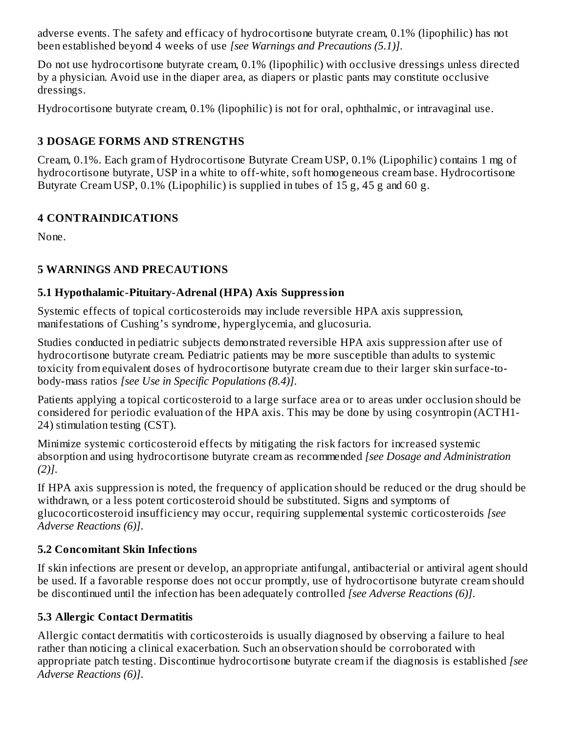adverse events. The safety and efficacy of hydrocortisone butyrate cream, 0.1% (lipophilic) has not been established beyond 4 weeks of use *[see Warnings and Precautions (5.1)]*.

Do not use hydrocortisone butyrate cream, 0.1% (lipophilic) with occlusive dressings unless directed by a physician. Avoid use in the diaper area, as diapers or plastic pants may constitute occlusive dressings.

Hydrocortisone butyrate cream, 0.1% (lipophilic) is not for oral, ophthalmic, or intravaginal use.

## 3 DOSAGE FORMS AND STRENGTHS

Cream, 0.1%. Each gram of Hydrocortisone Butyrate Cream USP, 0.1% (Lipophilic) contains 1 mg of hydrocortisone butyrate, USP in a white to off-white, soft homogeneous cream base. Hydrocortisone Butyrate Cream USP, 0.1% (Lipophilic) is supplied in tubes of 15 g, 45 g and 60 g.

## 4 CONTRAINDICATIONS

None.

## 5 WARNINGS AND PRECAUTIONS

### 5.1 Hypothalamic-Pituitary-Adrenal (HPA) Axis Suppression

Systemic effects of topical corticosteroids may include reversible HPA axis suppression, manifestations of Cushing's syndrome, hyperglycemia, and glucosuria.

Studies conducted in pediatric subjects demonstrated reversible HPA axis suppression after use of hydrocortisone butyrate cream. Pediatric patients may be more susceptible than adults to systemic toxicity from equivalent doses of hydrocortisone butyrate cream due to their larger skin surface-to-body-mass ratios *[see Use in Specific Populations (8.4)]*.

Patients applying a topical corticosteroid to a large surface area or to areas under occlusion should be considered for periodic evaluation of the HPA axis. This may be done by using cosyntropin (ACTH1-24) stimulation testing (CST).

Minimize systemic corticosteroid effects by mitigating the risk factors for increased systemic absorption and using hydrocortisone butyrate cream as recommended *[see Dosage and Administration (2)]*.

If HPA axis suppression is noted, the frequency of application should be reduced or the drug should be withdrawn, or a less potent corticosteroid should be substituted. Signs and symptoms of glucocorticosteroid insufficiency may occur, requiring supplemental systemic corticosteroids *[see Adverse Reactions (6)]*.

### 5.2 Concomitant Skin Infections

If skin infections are present or develop, an appropriate antifungal, antibacterial or antiviral agent should be used. If a favorable response does not occur promptly, use of hydrocortisone butyrate cream should be discontinued until the infection has been adequately controlled *[see Adverse Reactions (6)]*.

### 5.3 Allergic Contact Dermatitis

Allergic contact dermatitis with corticosteroids is usually diagnosed by observing a failure to heal rather than noticing a clinical exacerbation. Such an observation should be corroborated with appropriate patch testing. Discontinue hydrocortisone butyrate cream if the diagnosis is established *[see Adverse Reactions (6)]*.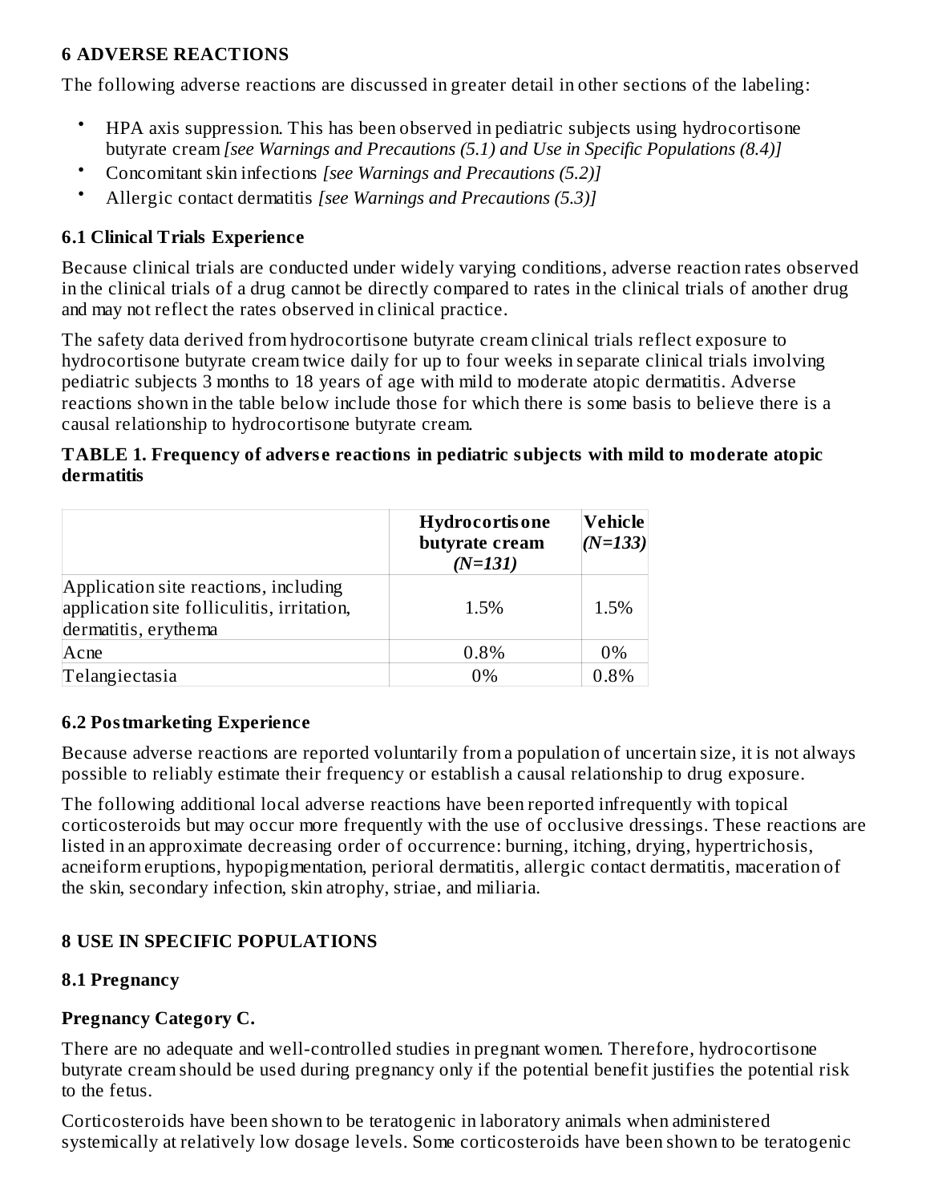## 6 ADVERSE REACTIONS

The following adverse reactions are discussed in greater detail in other sections of the labeling:

- HPA axis suppression. This has been observed in pediatric subjects using hydrocortisone butyrate cream *[see Warnings and Precautions (5.1) and Use in Specific Populations (8.4)]*
- Concomitant skin infections *[see Warnings and Precautions (5.2)]*
- Allergic contact dermatitis *[see Warnings and Precautions (5.3)]*

### 6.1 Clinical Trials Experience

Because clinical trials are conducted under widely varying conditions, adverse reaction rates observed in the clinical trials of a drug cannot be directly compared to rates in the clinical trials of another drug and may not reflect the rates observed in clinical practice.

The safety data derived from hydrocortisone butyrate cream clinical trials reflect exposure to hydrocortisone butyrate cream twice daily for up to four weeks in separate clinical trials involving pediatric subjects 3 months to 18 years of age with mild to moderate atopic dermatitis. Adverse reactions shown in the table below include those for which there is some basis to believe there is a causal relationship to hydrocortisone butyrate cream.

**TABLE 1. Frequency of adverse reactions in pediatric subjects with mild to moderate atopic dermatitis**

| | **Hydrocortisone butyrate cream *(N=131)*** | **Vehicle *(N=133)*** |
|---|---|---|
| Application site reactions, including application site folliculitis, irritation, dermatitis, erythema | 1.5% | 1.5% |
| Acne | 0.8% | 0% |
| Telangiectasia | 0% | 0.8% |

### 6.2 Postmarketing Experience

Because adverse reactions are reported voluntarily from a population of uncertain size, it is not always possible to reliably estimate their frequency or establish a causal relationship to drug exposure.

The following additional local adverse reactions have been reported infrequently with topical corticosteroids but may occur more frequently with the use of occlusive dressings. These reactions are listed in an approximate decreasing order of occurrence: burning, itching, drying, hypertrichosis, acneiform eruptions, hypopigmentation, perioral dermatitis, allergic contact dermatitis, maceration of the skin, secondary infection, skin atrophy, striae, and miliaria.

## 8 USE IN SPECIFIC POPULATIONS

### 8.1 Pregnancy

**Pregnancy Category C.**

There are no adequate and well-controlled studies in pregnant women. Therefore, hydrocortisone butyrate cream should be used during pregnancy only if the potential benefit justifies the potential risk to the fetus.

Corticosteroids have been shown to be teratogenic in laboratory animals when administered systemically at relatively low dosage levels. Some corticosteroids have been shown to be teratogenic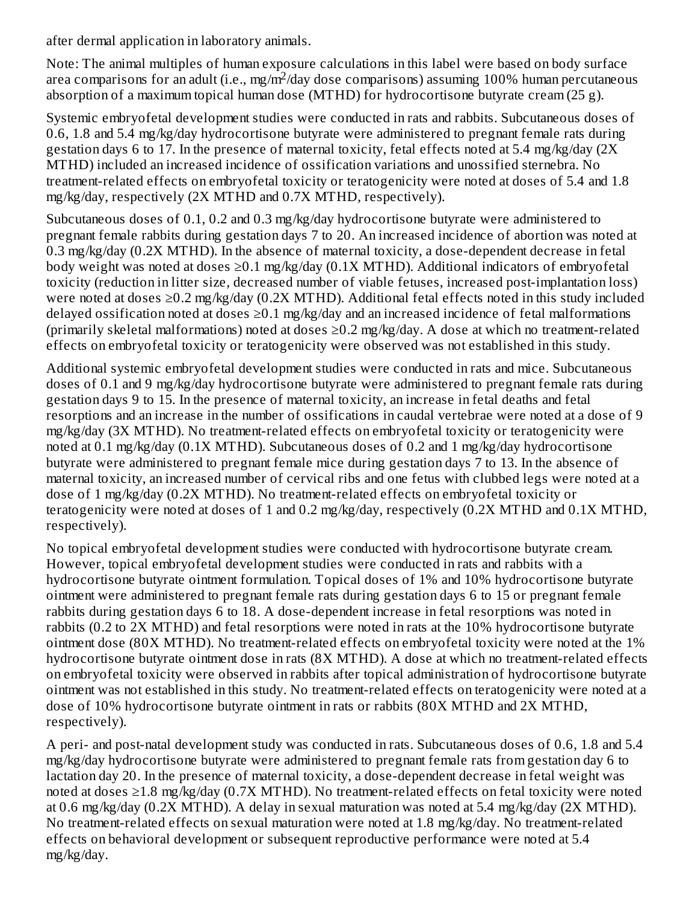after dermal application in laboratory animals.

Note: The animal multiples of human exposure calculations in this label were based on body surface area comparisons for an adult (i.e., mg/m$^2$/day dose comparisons) assuming 100% human percutaneous absorption of a maximum topical human dose (MTHD) for hydrocortisone butyrate cream (25 g).

Systemic embryofetal development studies were conducted in rats and rabbits. Subcutaneous doses of 0.6, 1.8 and 5.4 mg/kg/day hydrocortisone butyrate were administered to pregnant female rats during gestation days 6 to 17. In the presence of maternal toxicity, fetal effects noted at 5.4 mg/kg/day (2X MTHD) included an increased incidence of ossification variations and unossified sternebra. No treatment-related effects on embryofetal toxicity or teratogenicity were noted at doses of 5.4 and 1.8 mg/kg/day, respectively (2X MTHD and 0.7X MTHD, respectively).

Subcutaneous doses of 0.1, 0.2 and 0.3 mg/kg/day hydrocortisone butyrate were administered to pregnant female rabbits during gestation days 7 to 20. An increased incidence of abortion was noted at 0.3 mg/kg/day (0.2X MTHD). In the absence of maternal toxicity, a dose-dependent decrease in fetal body weight was noted at doses ≥0.1 mg/kg/day (0.1X MTHD). Additional indicators of embryofetal toxicity (reduction in litter size, decreased number of viable fetuses, increased post-implantation loss) were noted at doses ≥0.2 mg/kg/day (0.2X MTHD). Additional fetal effects noted in this study included delayed ossification noted at doses ≥0.1 mg/kg/day and an increased incidence of fetal malformations (primarily skeletal malformations) noted at doses ≥0.2 mg/kg/day. A dose at which no treatment-related effects on embryofetal toxicity or teratogenicity were observed was not established in this study.

Additional systemic embryofetal development studies were conducted in rats and mice. Subcutaneous doses of 0.1 and 9 mg/kg/day hydrocortisone butyrate were administered to pregnant female rats during gestation days 9 to 15. In the presence of maternal toxicity, an increase in fetal deaths and fetal resorptions and an increase in the number of ossifications in caudal vertebrae were noted at a dose of 9 mg/kg/day (3X MTHD). No treatment-related effects on embryofetal toxicity or teratogenicity were noted at 0.1 mg/kg/day (0.1X MTHD). Subcutaneous doses of 0.2 and 1 mg/kg/day hydrocortisone butyrate were administered to pregnant female mice during gestation days 7 to 13. In the absence of maternal toxicity, an increased number of cervical ribs and one fetus with clubbed legs were noted at a dose of 1 mg/kg/day (0.2X MTHD). No treatment-related effects on embryofetal toxicity or teratogenicity were noted at doses of 1 and 0.2 mg/kg/day, respectively (0.2X MTHD and 0.1X MTHD, respectively).

No topical embryofetal development studies were conducted with hydrocortisone butyrate cream. However, topical embryofetal development studies were conducted in rats and rabbits with a hydrocortisone butyrate ointment formulation. Topical doses of 1% and 10% hydrocortisone butyrate ointment were administered to pregnant female rats during gestation days 6 to 15 or pregnant female rabbits during gestation days 6 to 18. A dose-dependent increase in fetal resorptions was noted in rabbits (0.2 to 2X MTHD) and fetal resorptions were noted in rats at the 10% hydrocortisone butyrate ointment dose (80X MTHD). No treatment-related effects on embryofetal toxicity were noted at the 1% hydrocortisone butyrate ointment dose in rats (8X MTHD). A dose at which no treatment-related effects on embryofetal toxicity were observed in rabbits after topical administration of hydrocortisone butyrate ointment was not established in this study. No treatment-related effects on teratogenicity were noted at a dose of 10% hydrocortisone butyrate ointment in rats or rabbits (80X MTHD and 2X MTHD, respectively).

A peri- and post-natal development study was conducted in rats. Subcutaneous doses of 0.6, 1.8 and 5.4 mg/kg/day hydrocortisone butyrate were administered to pregnant female rats from gestation day 6 to lactation day 20. In the presence of maternal toxicity, a dose-dependent decrease in fetal weight was noted at doses ≥1.8 mg/kg/day (0.7X MTHD). No treatment-related effects on fetal toxicity were noted at 0.6 mg/kg/day (0.2X MTHD). A delay in sexual maturation was noted at 5.4 mg/kg/day (2X MTHD). No treatment-related effects on sexual maturation were noted at 1.8 mg/kg/day. No treatment-related effects on behavioral development or subsequent reproductive performance were noted at 5.4 mg/kg/day.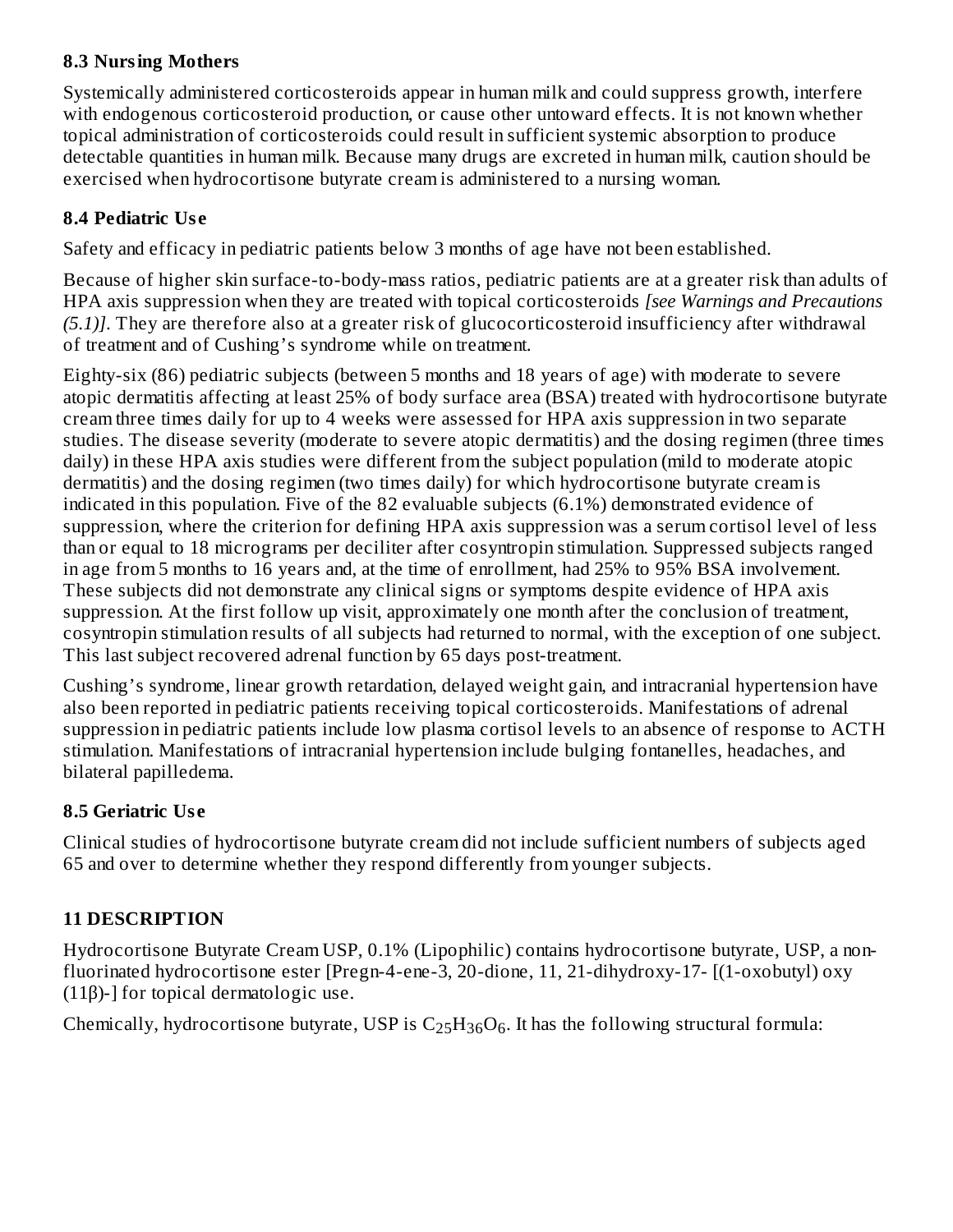### 8.3 Nursing Mothers

Systemically administered corticosteroids appear in human milk and could suppress growth, interfere with endogenous corticosteroid production, or cause other untoward effects. It is not known whether topical administration of corticosteroids could result in sufficient systemic absorption to produce detectable quantities in human milk. Because many drugs are excreted in human milk, caution should be exercised when hydrocortisone butyrate cream is administered to a nursing woman.

### 8.4 Pediatric Use

Safety and efficacy in pediatric patients below 3 months of age have not been established.

Because of higher skin surface-to-body-mass ratios, pediatric patients are at a greater risk than adults of HPA axis suppression when they are treated with topical corticosteroids *[see Warnings and Precautions (5.1)]*. They are therefore also at a greater risk of glucocorticosteroid insufficiency after withdrawal of treatment and of Cushing's syndrome while on treatment.

Eighty-six (86) pediatric subjects (between 5 months and 18 years of age) with moderate to severe atopic dermatitis affecting at least 25% of body surface area (BSA) treated with hydrocortisone butyrate cream three times daily for up to 4 weeks were assessed for HPA axis suppression in two separate studies. The disease severity (moderate to severe atopic dermatitis) and the dosing regimen (three times daily) in these HPA axis studies were different from the subject population (mild to moderate atopic dermatitis) and the dosing regimen (two times daily) for which hydrocortisone butyrate cream is indicated in this population. Five of the 82 evaluable subjects (6.1%) demonstrated evidence of suppression, where the criterion for defining HPA axis suppression was a serum cortisol level of less than or equal to 18 micrograms per deciliter after cosyntropin stimulation. Suppressed subjects ranged in age from 5 months to 16 years and, at the time of enrollment, had 25% to 95% BSA involvement. These subjects did not demonstrate any clinical signs or symptoms despite evidence of HPA axis suppression. At the first follow up visit, approximately one month after the conclusion of treatment, cosyntropin stimulation results of all subjects had returned to normal, with the exception of one subject. This last subject recovered adrenal function by 65 days post-treatment.

Cushing's syndrome, linear growth retardation, delayed weight gain, and intracranial hypertension have also been reported in pediatric patients receiving topical corticosteroids. Manifestations of adrenal suppression in pediatric patients include low plasma cortisol levels to an absence of response to ACTH stimulation. Manifestations of intracranial hypertension include bulging fontanelles, headaches, and bilateral papilledema.

### 8.5 Geriatric Use

Clinical studies of hydrocortisone butyrate cream did not include sufficient numbers of subjects aged 65 and over to determine whether they respond differently from younger subjects.

## 11 DESCRIPTION

Hydrocortisone Butyrate Cream USP, 0.1% (Lipophilic) contains hydrocortisone butyrate, USP, a non-fluorinated hydrocortisone ester [Pregn-4-ene-3, 20-dione, 11, 21-dihydroxy-17- [(1-oxobutyl) oxy (11β)-] for topical dermatologic use.

Chemically, hydrocortisone butyrate, USP is $C_{25}H_{36}O_6$. It has the following structural formula: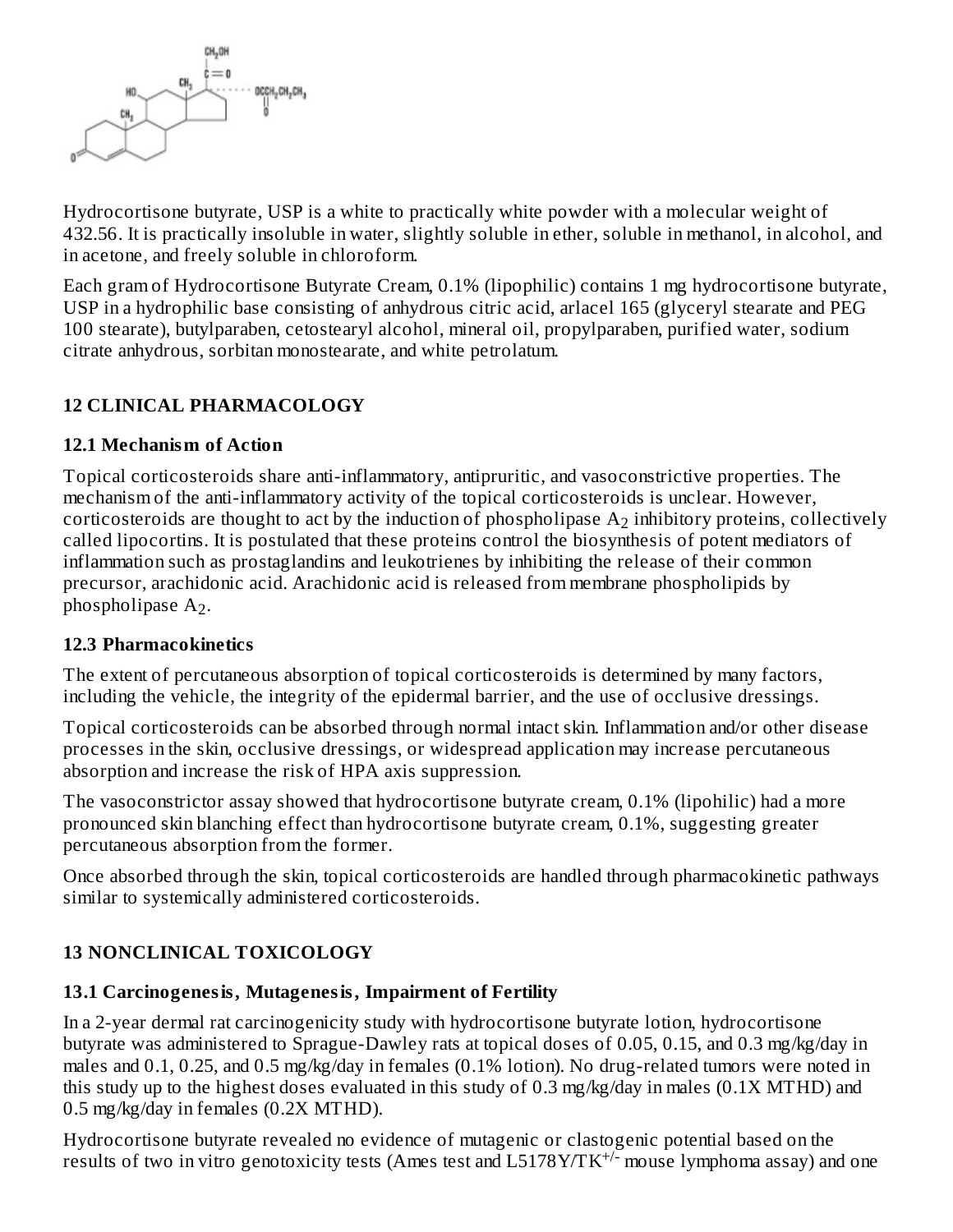Hydrocortisone butyrate, USP is a white to practically white powder with a molecular weight of 432.56. It is practically insoluble in water, slightly soluble in ether, soluble in methanol, in alcohol, and in acetone, and freely soluble in chloroform.

Each gram of Hydrocortisone Butyrate Cream, 0.1% (lipophilic) contains 1 mg hydrocortisone butyrate, USP in a hydrophilic base consisting of anhydrous citric acid, arlacel 165 (glyceryl stearate and PEG 100 stearate), butylparaben, cetostearyl alcohol, mineral oil, propylparaben, purified water, sodium citrate anhydrous, sorbitan monostearate, and white petrolatum.

## 12 CLINICAL PHARMACOLOGY

### 12.1 Mechanism of Action

Topical corticosteroids share anti-inflammatory, antipruritic, and vasoconstrictive properties. The mechanism of the anti-inflammatory activity of the topical corticosteroids is unclear. However, corticosteroids are thought to act by the induction of phospholipase $A_2$ inhibitory proteins, collectively called lipocortins. It is postulated that these proteins control the biosynthesis of potent mediators of inflammation such as prostaglandins and leukotrienes by inhibiting the release of their common precursor, arachidonic acid. Arachidonic acid is released from membrane phospholipids by phospholipase $A_2$.

### 12.3 Pharmacokinetics

The extent of percutaneous absorption of topical corticosteroids is determined by many factors, including the vehicle, the integrity of the epidermal barrier, and the use of occlusive dressings.

Topical corticosteroids can be absorbed through normal intact skin. Inflammation and/or other disease processes in the skin, occlusive dressings, or widespread application may increase percutaneous absorption and increase the risk of HPA axis suppression.

The vasoconstrictor assay showed that hydrocortisone butyrate cream, 0.1% (lipohilic) had a more pronounced skin blanching effect than hydrocortisone butyrate cream, 0.1%, suggesting greater percutaneous absorption from the former.

Once absorbed through the skin, topical corticosteroids are handled through pharmacokinetic pathways similar to systemically administered corticosteroids.

## 13 NONCLINICAL TOXICOLOGY

### 13.1 Carcinogenesis, Mutagenesis, Impairment of Fertility

In a 2-year dermal rat carcinogenicity study with hydrocortisone butyrate lotion, hydrocortisone butyrate was administered to Sprague-Dawley rats at topical doses of 0.05, 0.15, and 0.3 mg/kg/day in males and 0.1, 0.25, and 0.5 mg/kg/day in females (0.1% lotion). No drug-related tumors were noted in this study up to the highest doses evaluated in this study of 0.3 mg/kg/day in males (0.1X MTHD) and 0.5 mg/kg/day in females (0.2X MTHD).

Hydrocortisone butyrate revealed no evidence of mutagenic or clastogenic potential based on the results of two in vitro genotoxicity tests (Ames test and L5178Y/$TK^{+/-}$ mouse lymphoma assay) and one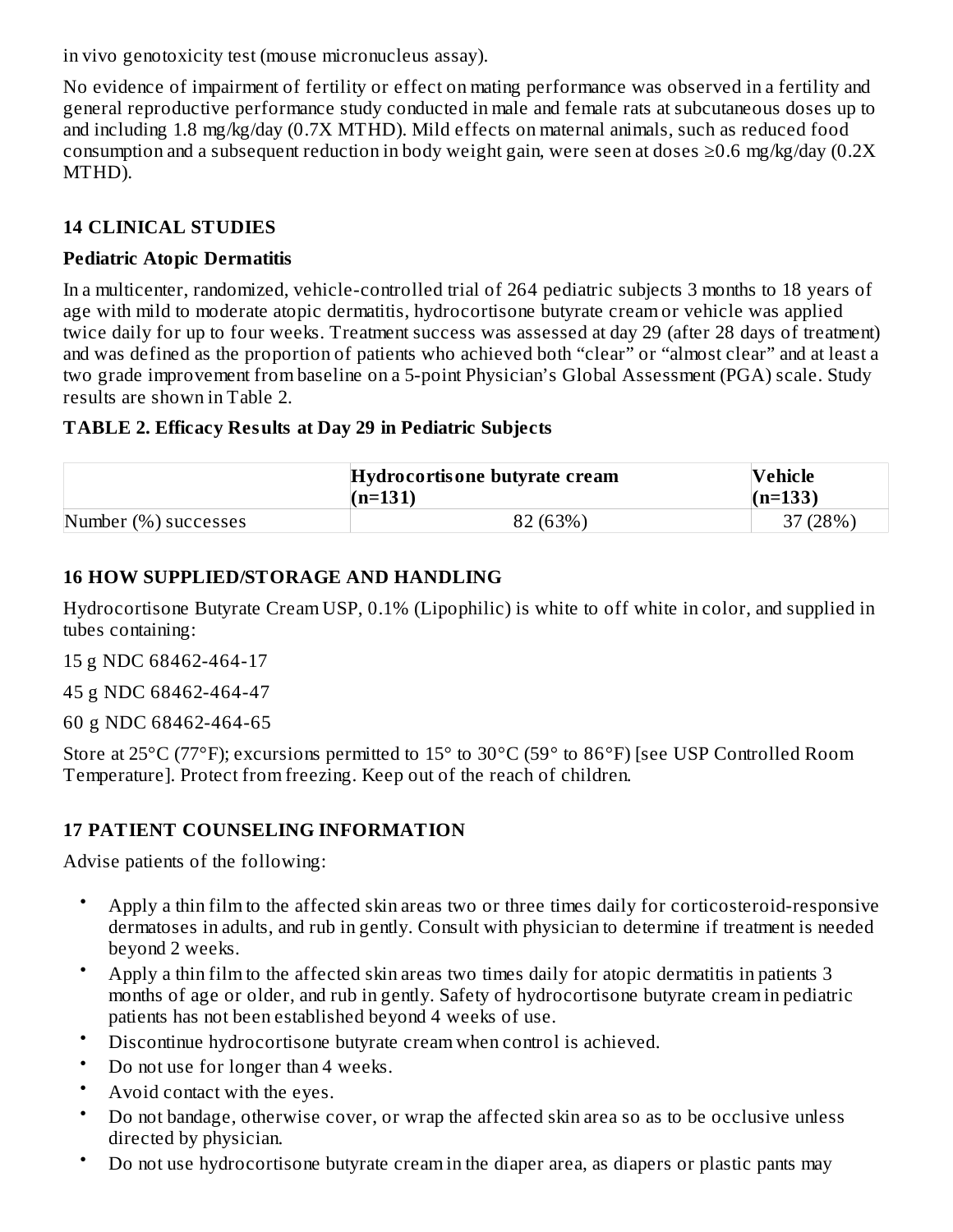in vivo genotoxicity test (mouse micronucleus assay).

No evidence of impairment of fertility or effect on mating performance was observed in a fertility and general reproductive performance study conducted in male and female rats at subcutaneous doses up to and including 1.8 mg/kg/day (0.7X MTHD). Mild effects on maternal animals, such as reduced food consumption and a subsequent reduction in body weight gain, were seen at doses ≥0.6 mg/kg/day (0.2X MTHD).

## 14 CLINICAL STUDIES

### Pediatric Atopic Dermatitis

In a multicenter, randomized, vehicle-controlled trial of 264 pediatric subjects 3 months to 18 years of age with mild to moderate atopic dermatitis, hydrocortisone butyrate cream or vehicle was applied twice daily for up to four weeks. Treatment success was assessed at day 29 (after 28 days of treatment) and was defined as the proportion of patients who achieved both “clear” or “almost clear” and at least a two grade improvement from baseline on a 5-point Physician’s Global Assessment (PGA) scale. Study results are shown in Table 2.

**TABLE 2. Efficacy Results at Day 29 in Pediatric Subjects**

| | **Hydrocortisone butyrate cream (n=131)** | **Vehicle (n=133)** |
|---|---|---|
| Number (%) successes | 82 (63%) | 37 (28%) |

## 16 HOW SUPPLIED/STORAGE AND HANDLING

Hydrocortisone Butyrate Cream USP, 0.1% (Lipophilic) is white to off white in color, and supplied in tubes containing:

15 g NDC 68462-464-17

45 g NDC 68462-464-47

60 g NDC 68462-464-65

Store at 25°C (77°F); excursions permitted to 15° to 30°C (59° to 86°F) [see USP Controlled Room Temperature]. Protect from freezing. Keep out of the reach of children.

## 17 PATIENT COUNSELING INFORMATION

Advise patients of the following:

- Apply a thin film to the affected skin areas two or three times daily for corticosteroid-responsive dermatoses in adults, and rub in gently. Consult with physician to determine if treatment is needed beyond 2 weeks.
- Apply a thin film to the affected skin areas two times daily for atopic dermatitis in patients 3 months of age or older, and rub in gently. Safety of hydrocortisone butyrate cream in pediatric patients has not been established beyond 4 weeks of use.
- Discontinue hydrocortisone butyrate cream when control is achieved.
- Do not use for longer than 4 weeks.
- Avoid contact with the eyes.
- Do not bandage, otherwise cover, or wrap the affected skin area so as to be occlusive unless directed by physician.
- Do not use hydrocortisone butyrate cream in the diaper area, as diapers or plastic pants may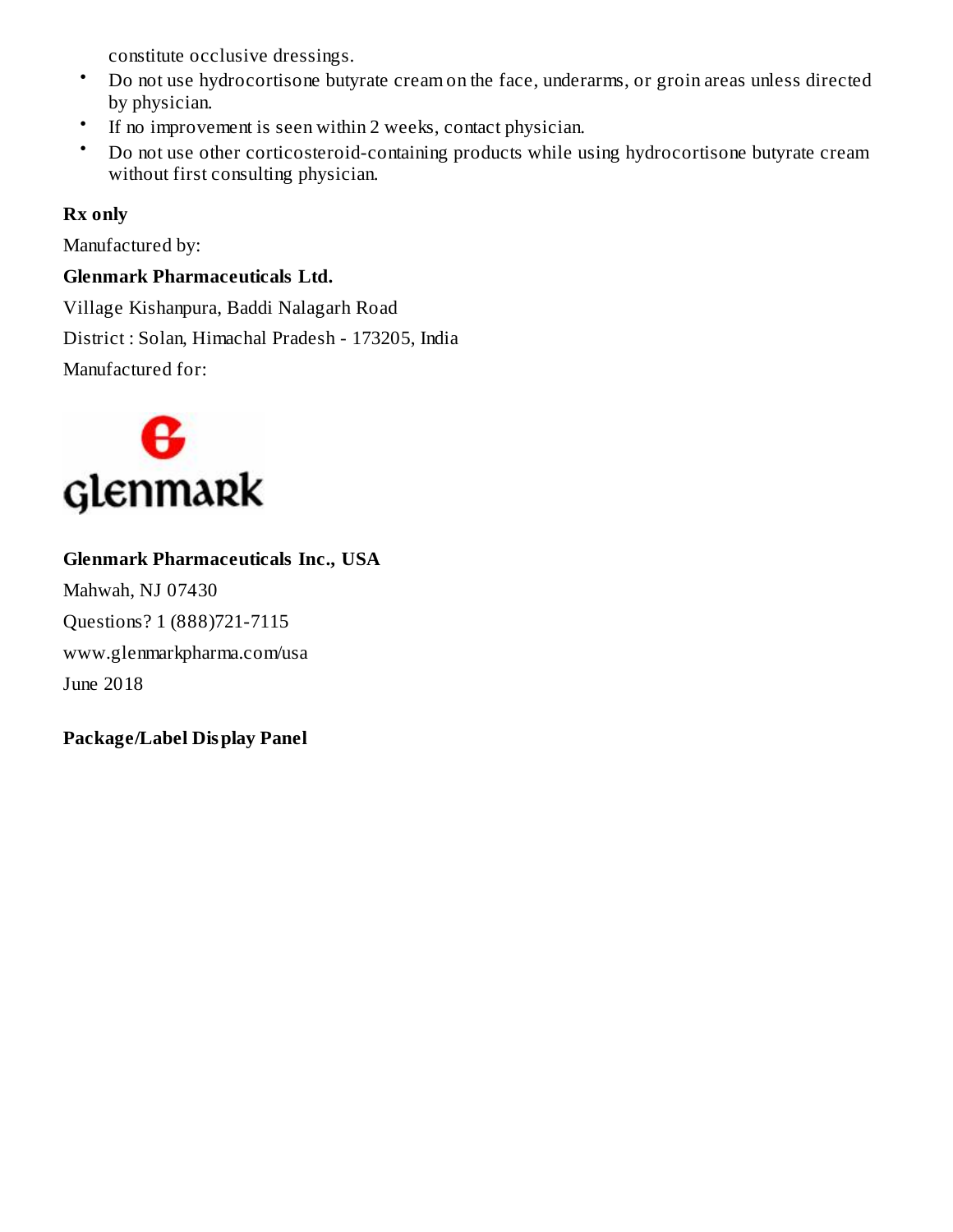constitute occlusive dressings.

- Do not use hydrocortisone butyrate cream on the face, underarms, or groin areas unless directed by physician.
- If no improvement is seen within 2 weeks, contact physician.
- Do not use other corticosteroid-containing products while using hydrocortisone butyrate cream without first consulting physician.

**Rx only**

Manufactured by:

**Glenmark Pharmaceuticals Ltd.**

Village Kishanpura, Baddi Nalagarh Road

District : Solan, Himachal Pradesh - 173205, India

Manufactured for:

glenmark

**Glenmark Pharmaceuticals Inc., USA**

Mahwah, NJ 07430

Questions? 1 (888)721-7115

www.glenmarkpharma.com/usa

June 2018

**Package/Label Display Panel**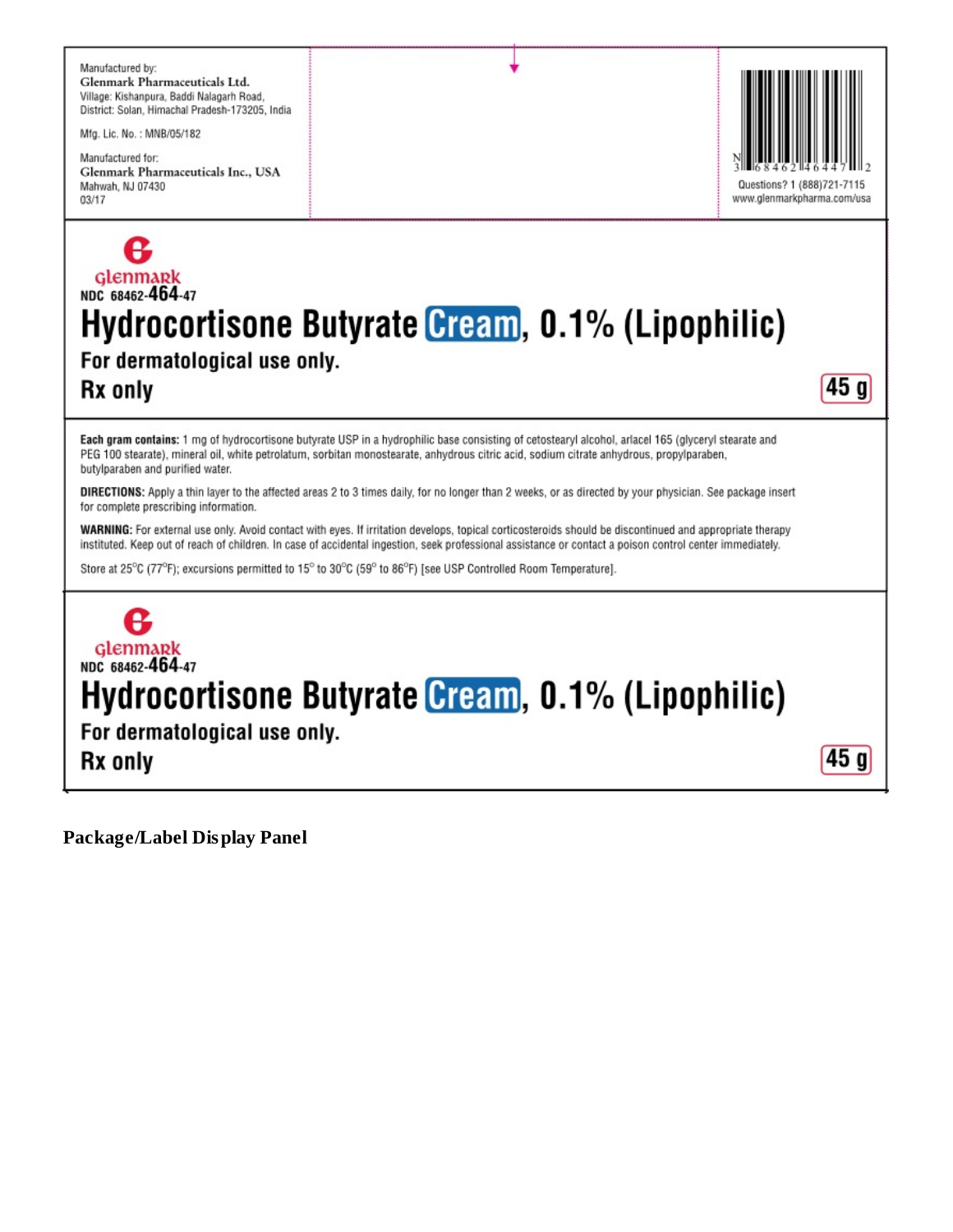Manufactured by:
**Glenmark Pharmaceuticals Ltd.**
Village: Kishanpura, Baddi Nalagarh Road,
District: Solan, Himachal Pradesh-173205, India

Mfg. Lic. No. : MNB/05/182

Manufactured for:
**Glenmark Pharmaceuticals Inc., USA**
Mahwah, NJ 07430
03/17

N 3 68462 46447 2

Questions? 1 (888)721-7115
www.glenmarkpharma.com/usa

glenmark

NDC 68462-464-47

# Hydrocortisone Butyrate Cream, 0.1% (Lipophilic)

**For dermatological use only.**

**Rx only**

**45 g**

**Each gram contains:** 1 mg of hydrocortisone butyrate USP in a hydrophilic base consisting of cetostearyl alcohol, arlacel 165 (glyceryl stearate and PEG 100 stearate), mineral oil, white petrolatum, sorbitan monostearate, anhydrous citric acid, sodium citrate anhydrous, propylparaben, butylparaben and purified water.

**DIRECTIONS:** Apply a thin layer to the affected areas 2 to 3 times daily, for no longer than 2 weeks, or as directed by your physician. See package insert for complete prescribing information.

**WARNING:** For external use only. Avoid contact with eyes. If irritation develops, topical corticosteroids should be discontinued and appropriate therapy instituted. Keep out of reach of children. In case of accidental ingestion, seek professional assistance or contact a poison control center immediately.

Store at 25°C (77°F); excursions permitted to 15° to 30°C (59° to 86°F) [see USP Controlled Room Temperature].

glenmark

NDC 68462-464-47

# Hydrocortisone Butyrate Cream, 0.1% (Lipophilic)

**For dermatological use only.**

**Rx only**

**45 g**

**Package/Label Display Panel**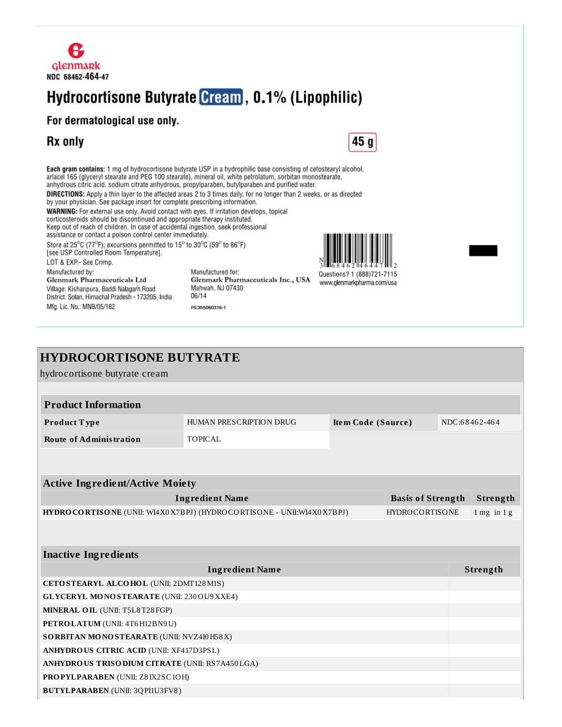glenmark

NDC 68462-464-47

# Hydrocortisone Butyrate Cream, 0.1% (Lipophilic)

**For dermatological use only.**

**Rx only**

**45 g**

**Each gram contains:** 1 mg of hydrocortisone butyrate USP in a hydrophilic base consisting of cetostearyl alcohol, arlacel 165 (glyceryl stearate and PEG 100 stearate), mineral oil, white petrolatum, sorbitan monostearate, anhydrous citric acid, sodium citrate anhydrous, propylparaben, butylparaben and purified water.

**DIRECTIONS:** Apply a thin layer to the affected areas 2 to 3 times daily, for no longer than 2 weeks, or as directed by your physician. See package insert for complete prescribing information.

**WARNING:** For external use only. Avoid contact with eyes. If irritation develops, topical corticosteroids should be discontinued and appropriate therapy instituted.
Keep out of reach of children. In case of accidental ingestion, seek professional assistance or contact a poison control center immediately.

Store at 25°C (77°F); excursions permitted to 15° to 30°C (59° to 86°F) [see USP Controlled Room Temperature].

LOT & EXP.- See Crimp.

Manufactured by:
**Glenmark Pharmaceuticals Ltd**
Village: Kishanpura, Baddi Nalagarh Road
District: Solan, Himachal Pradesh - 173205, India
Mfg. Lic. No.: MNB/05/182

Manufactured for:
**Glenmark Pharmaceuticals Inc., USA**
Mahwah, NJ 07430
06/14

PE355060316-1

N 3 68462 46447 2

Questions? 1 (888)721-7115
www.glenmarkpharma.com/usa

# HYDROCORTISONE BUTYRATE

hydrocortisone butyrate cream

| Product Information | | | |
|---|---|---|---|
| **Product Type** | HUMAN PRESCRIPTION DRUG | **Item Code (Source)** | NDC:68462-464 |
| **Route of Administration** | TOPICAL | | |

| Active Ingredient/Active Moiety | | |
|---|---|---|
| **Ingredient Name** | **Basis of Strength** | **Strength** |
| **HYDROCORTISONE** (UNII: WI4X0X7BPJ) (HYDROCORTISONE - UNII:WI4X0X7BPJ) | HYDROCORTISONE | 1 mg in 1 g |

| Inactive Ingredients | |
|---|---|
| **Ingredient Name** | **Strength** |
| **CETOSTEARYL ALCOHOL** (UNII: 2DMT128M1S) | |
| **GLYCERYL MONOSTEARATE** (UNII: 230OU9XXE4) | |
| **MINERAL OIL** (UNII: T5L8T28FGP) | |
| **PETROLATUM** (UNII: 4T6H12BN9U) | |
| **SORBITAN MONOSTEARATE** (UNII: NVZ4I0H58X) | |
| **ANHYDROUS CITRIC ACID** (UNII: XF417D3PSL) | |
| **ANHYDROUS TRISODIUM CITRATE** (UNII: RS7A450LGA) | |
| **PROPYLPARABEN** (UNII: Z8IX2SC1OH) | |
| **BUTYLPARABEN** (UNII: 3QPI1U3FV8) | |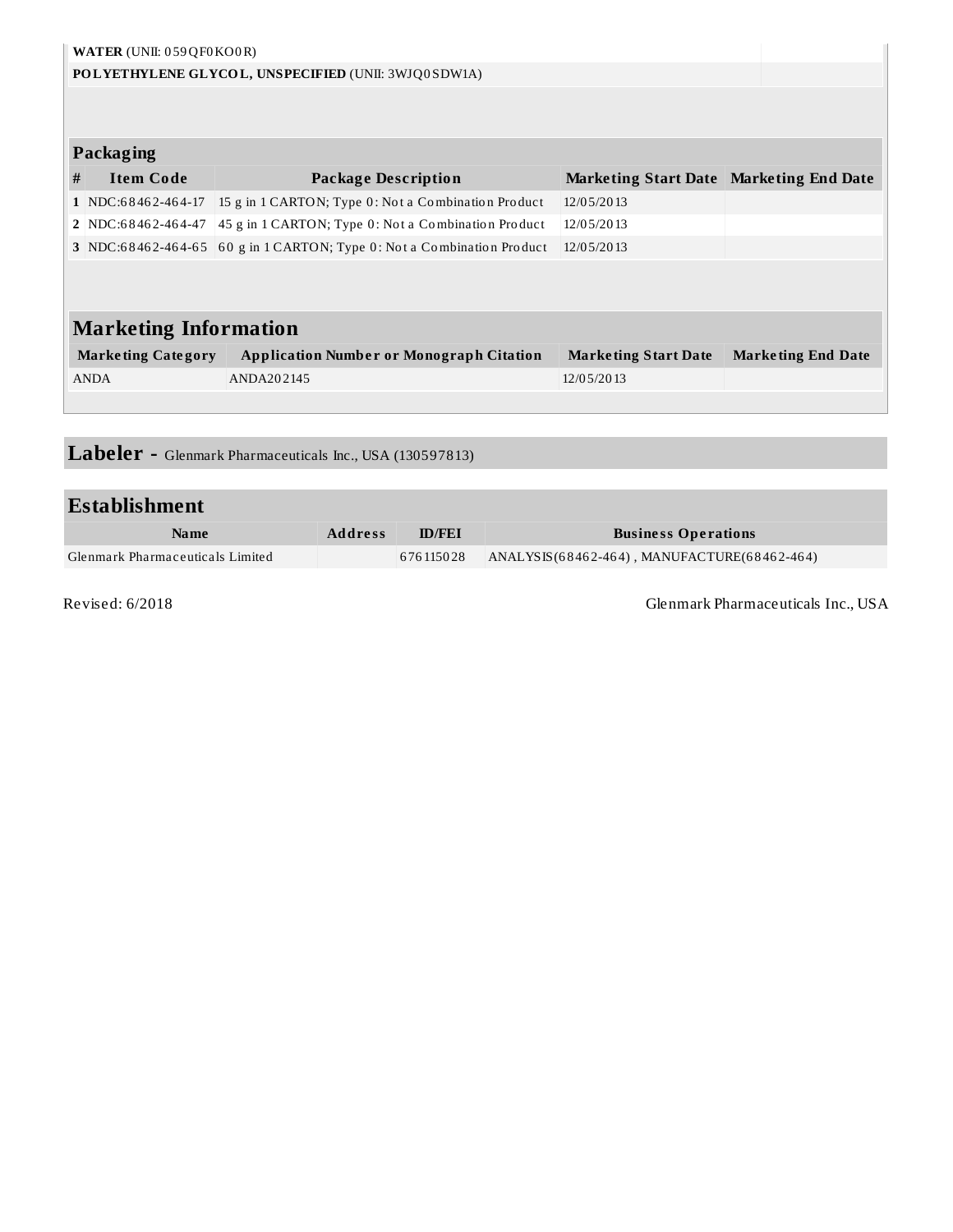| | |
|---|---|
| **WATER** (UNII: 059QF0KO0R) | |
| **POLYETHYLENE GLYCOL, UNSPECIFIED** (UNII: 3WJQ0SDW1A) | |

**Packaging**

| # | Item Code | Package Description | Marketing Start Date | Marketing End Date |
|---|---|---|---|---|
| 1 | NDC:68462-464-17 | 15 g in 1 CARTON; Type 0: Not a Combination Product | 12/05/2013 | |
| 2 | NDC:68462-464-47 | 45 g in 1 CARTON; Type 0: Not a Combination Product | 12/05/2013 | |
| 3 | NDC:68462-464-65 | 60 g in 1 CARTON; Type 0: Not a Combination Product | 12/05/2013 | |

## Marketing Information

| Marketing Category | Application Number or Monograph Citation | Marketing Start Date | Marketing End Date |
|---|---|---|---|
| ANDA | ANDA202145 | 12/05/2013 | |

## Labeler - Glenmark Pharmaceuticals Inc., USA (130597813)

## Establishment

| Name | Address | ID/FEI | Business Operations |
|---|---|---|---|
| Glenmark Pharmaceuticals Limited | | 676115028 | ANALYSIS(68462-464), MANUFACTURE(68462-464) |

Revised: 6/2018

Glenmark Pharmaceuticals Inc., USA